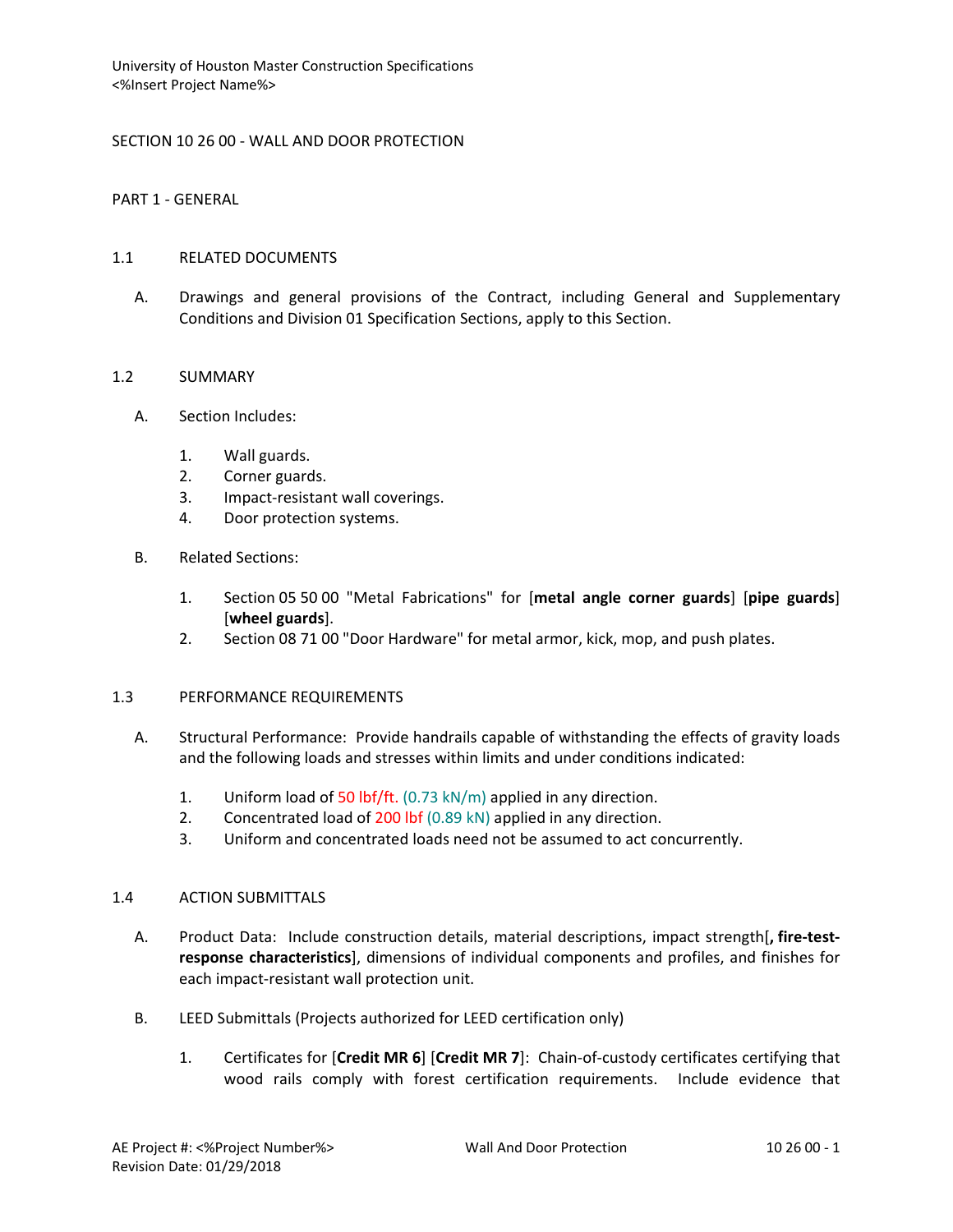# SECTION 10 26 00 - WALL AND DOOR PROTECTION

## PART 1 - GENERAL

### 1.1 RELATED DOCUMENTS

A. Drawings and general provisions of the Contract, including General and Supplementary Conditions and Division 01 Specification Sections, apply to this Section.

### 1.2 SUMMARY

A. Section Includes:

1. Wall guards.
2. Corner guards.
3. Impact-resistant wall coverings.
4. Door protection systems.

B. Related Sections:

1. Section 05 50 00 "Metal Fabrications" for [**metal angle corner guards**] [**pipe guards**] [**wheel guards**].
2. Section 08 71 00 "Door Hardware" for metal armor, kick, mop, and push plates.

### 1.3 PERFORMANCE REQUIREMENTS

A. Structural Performance: Provide handrails capable of withstanding the effects of gravity loads and the following loads and stresses within limits and under conditions indicated:

1. Uniform load of 50 lbf/ft. (0.73 kN/m) applied in any direction.
2. Concentrated load of 200 lbf (0.89 kN) applied in any direction.
3. Uniform and concentrated loads need not be assumed to act concurrently.

### 1.4 ACTION SUBMITTALS

A. Product Data: Include construction details, material descriptions, impact strength[**, fire-test-response characteristics**], dimensions of individual components and profiles, and finishes for each impact-resistant wall protection unit.

B. LEED Submittals (Projects authorized for LEED certification only)

1. Certificates for [**Credit MR 6**] [**Credit MR 7**]: Chain-of-custody certificates certifying that wood rails comply with forest certification requirements. Include evidence that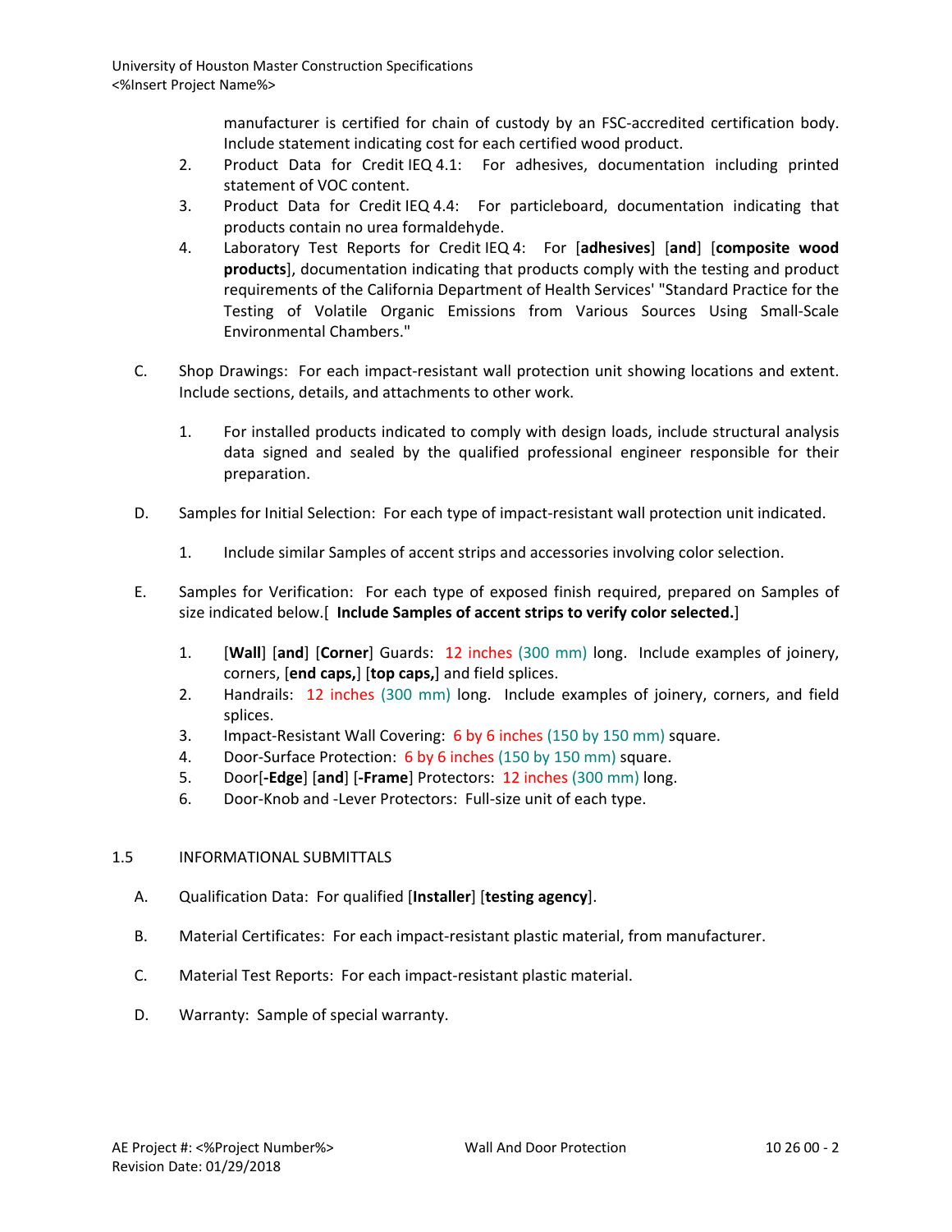manufacturer is certified for chain of custody by an FSC-accredited certification body. Include statement indicating cost for each certified wood product.

2. Product Data for Credit IEQ 4.1: For adhesives, documentation including printed statement of VOC content.
3. Product Data for Credit IEQ 4.4: For particleboard, documentation indicating that products contain no urea formaldehyde.
4. Laboratory Test Reports for Credit IEQ 4: For [**adhesives**] [**and**] [**composite wood products**], documentation indicating that products comply with the testing and product requirements of the California Department of Health Services' "Standard Practice for the Testing of Volatile Organic Emissions from Various Sources Using Small-Scale Environmental Chambers."

C. Shop Drawings: For each impact-resistant wall protection unit showing locations and extent. Include sections, details, and attachments to other work.

1. For installed products indicated to comply with design loads, include structural analysis data signed and sealed by the qualified professional engineer responsible for their preparation.

D. Samples for Initial Selection: For each type of impact-resistant wall protection unit indicated.

1. Include similar Samples of accent strips and accessories involving color selection.

E. Samples for Verification: For each type of exposed finish required, prepared on Samples of size indicated below.[ **Include Samples of accent strips to verify color selected.**]

1. [**Wall**] [**and**] [**Corner**] Guards: 12 inches (300 mm) long. Include examples of joinery, corners, [**end caps,**] [**top caps,**] and field splices.
2. Handrails: 12 inches (300 mm) long. Include examples of joinery, corners, and field splices.
3. Impact-Resistant Wall Covering: 6 by 6 inches (150 by 150 mm) square.
4. Door-Surface Protection: 6 by 6 inches (150 by 150 mm) square.
5. Door[**-Edge**] [**and**] [**-Frame**] Protectors: 12 inches (300 mm) long.
6. Door-Knob and -Lever Protectors: Full-size unit of each type.

## 1.5 INFORMATIONAL SUBMITTALS

A. Qualification Data: For qualified [**Installer**] [**testing agency**].

B. Material Certificates: For each impact-resistant plastic material, from manufacturer.

C. Material Test Reports: For each impact-resistant plastic material.

D. Warranty: Sample of special warranty.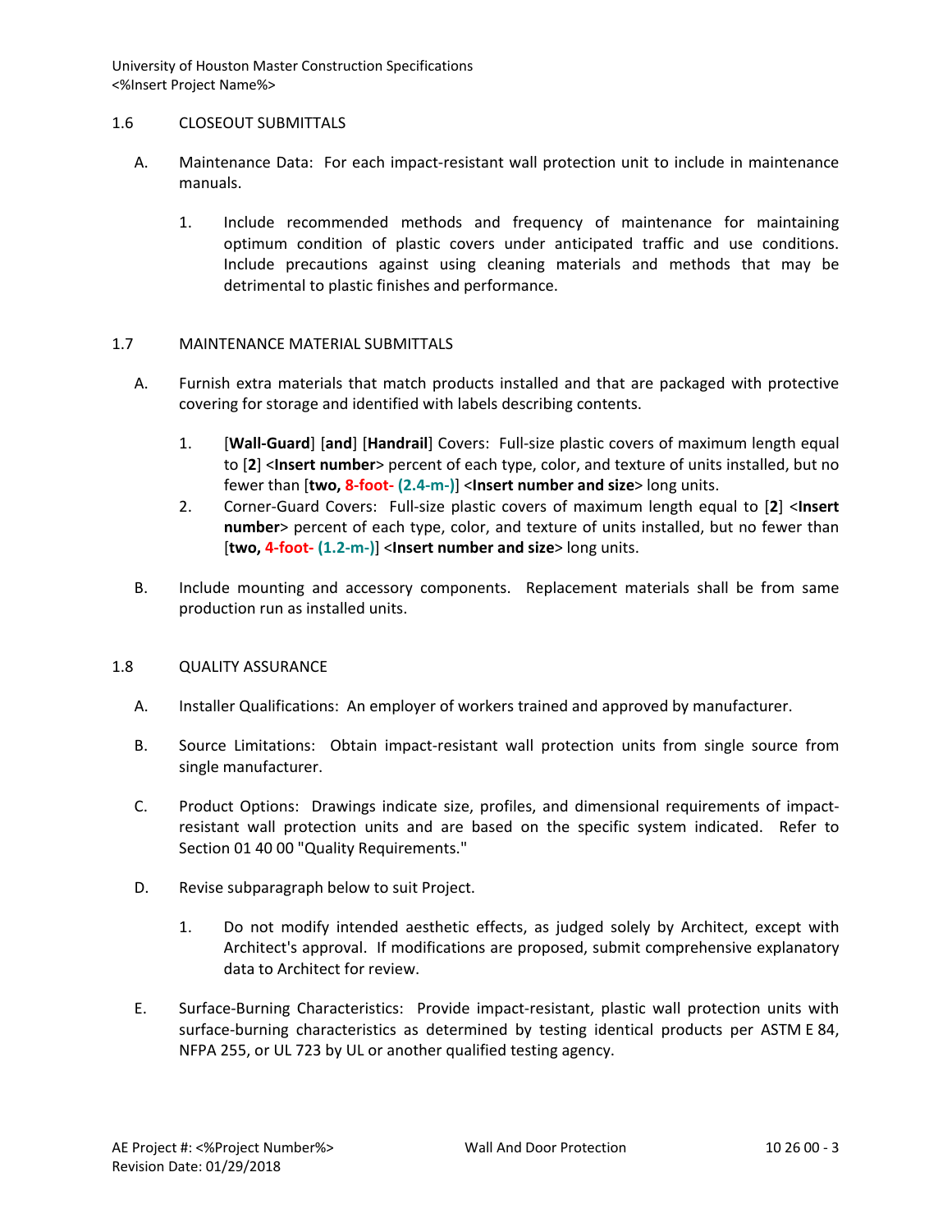## 1.6 CLOSEOUT SUBMITTALS

A. Maintenance Data: For each impact-resistant wall protection unit to include in maintenance manuals.

1. Include recommended methods and frequency of maintenance for maintaining optimum condition of plastic covers under anticipated traffic and use conditions. Include precautions against using cleaning materials and methods that may be detrimental to plastic finishes and performance.

## 1.7 MAINTENANCE MATERIAL SUBMITTALS

A. Furnish extra materials that match products installed and that are packaged with protective covering for storage and identified with labels describing contents.

1. [**Wall-Guard**] [**and**] [**Handrail**] Covers: Full-size plastic covers of maximum length equal to [**2**] <**Insert number**> percent of each type, color, and texture of units installed, but no fewer than [**two, 8-foot- (2.4-m-)**] <**Insert number and size**> long units.
2. Corner-Guard Covers: Full-size plastic covers of maximum length equal to [**2**] <**Insert number**> percent of each type, color, and texture of units installed, but no fewer than [**two, 4-foot- (1.2-m-)**] <**Insert number and size**> long units.

B. Include mounting and accessory components. Replacement materials shall be from same production run as installed units.

## 1.8 QUALITY ASSURANCE

A. Installer Qualifications: An employer of workers trained and approved by manufacturer.

B. Source Limitations: Obtain impact-resistant wall protection units from single source from single manufacturer.

C. Product Options: Drawings indicate size, profiles, and dimensional requirements of impact-resistant wall protection units and are based on the specific system indicated. Refer to Section 01 40 00 "Quality Requirements."

D. Revise subparagraph below to suit Project.

1. Do not modify intended aesthetic effects, as judged solely by Architect, except with Architect's approval. If modifications are proposed, submit comprehensive explanatory data to Architect for review.

E. Surface-Burning Characteristics: Provide impact-resistant, plastic wall protection units with surface-burning characteristics as determined by testing identical products per ASTM E 84, NFPA 255, or UL 723 by UL or another qualified testing agency.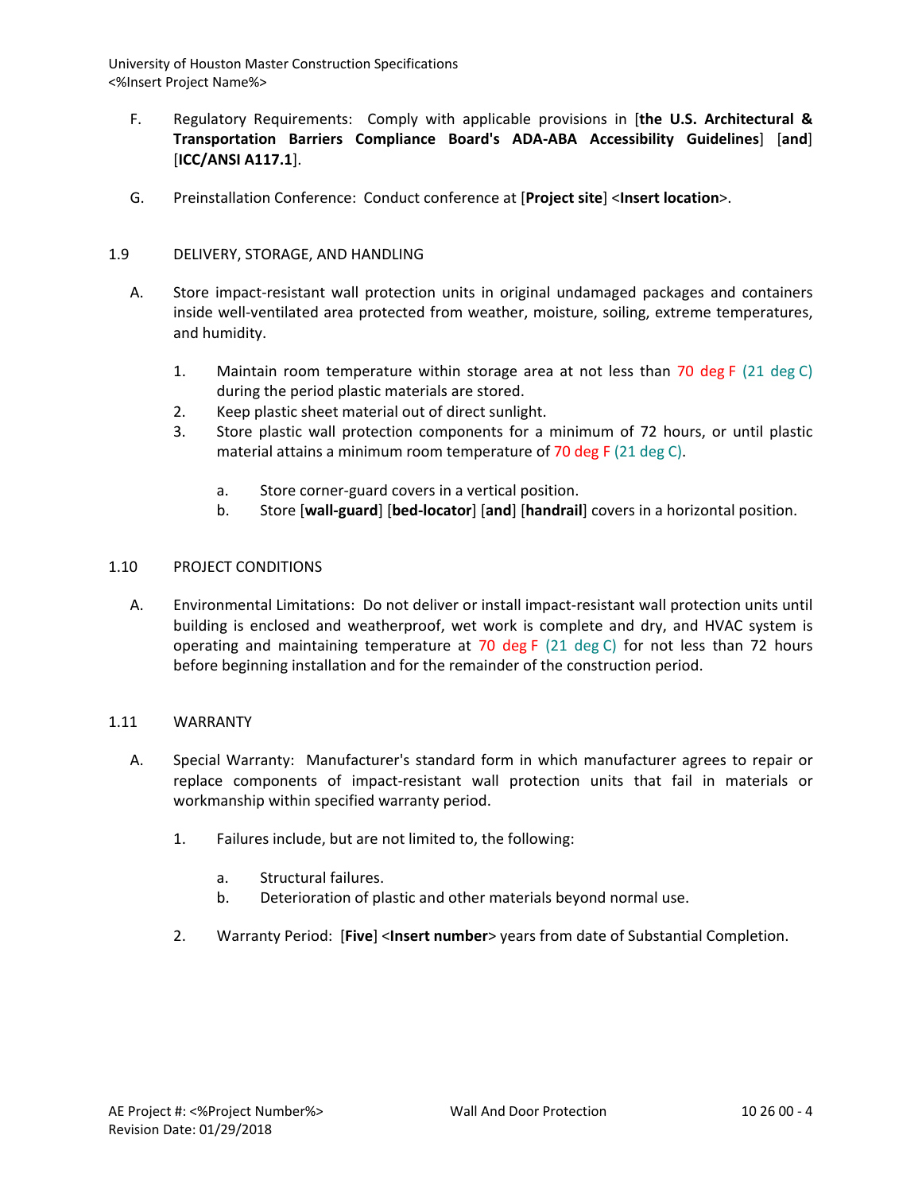F. Regulatory Requirements: Comply with applicable provisions in [**the U.S. Architectural & Transportation Barriers Compliance Board's ADA-ABA Accessibility Guidelines**] [**and**] [**ICC/ANSI A117.1**].

G. Preinstallation Conference: Conduct conference at [**Project site**] <**Insert location**>.

## 1.9 DELIVERY, STORAGE, AND HANDLING

A. Store impact-resistant wall protection units in original undamaged packages and containers inside well-ventilated area protected from weather, moisture, soiling, extreme temperatures, and humidity.

1. Maintain room temperature within storage area at not less than 70 deg F (21 deg C) during the period plastic materials are stored.
2. Keep plastic sheet material out of direct sunlight.
3. Store plastic wall protection components for a minimum of 72 hours, or until plastic material attains a minimum room temperature of 70 deg F (21 deg C).

   a. Store corner-guard covers in a vertical position.
   b. Store [**wall-guard**] [**bed-locator**] [**and**] [**handrail**] covers in a horizontal position.

## 1.10 PROJECT CONDITIONS

A. Environmental Limitations: Do not deliver or install impact-resistant wall protection units until building is enclosed and weatherproof, wet work is complete and dry, and HVAC system is operating and maintaining temperature at 70 deg F (21 deg C) for not less than 72 hours before beginning installation and for the remainder of the construction period.

## 1.11 WARRANTY

A. Special Warranty: Manufacturer's standard form in which manufacturer agrees to repair or replace components of impact-resistant wall protection units that fail in materials or workmanship within specified warranty period.

1. Failures include, but are not limited to, the following:

   a. Structural failures.
   b. Deterioration of plastic and other materials beyond normal use.

2. Warranty Period: [**Five**] <**Insert number**> years from date of Substantial Completion.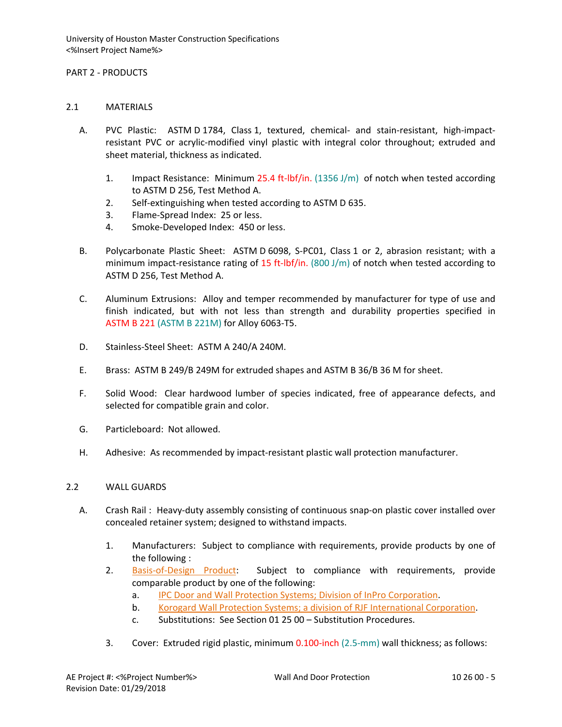## PART 2 - PRODUCTS

### 2.1 MATERIALS

A. PVC Plastic: ASTM D 1784, Class 1, textured, chemical- and stain-resistant, high-impact-resistant PVC or acrylic-modified vinyl plastic with integral color throughout; extruded and sheet material, thickness as indicated.

1. Impact Resistance: Minimum 25.4 ft-lbf/in. (1356 J/m) of notch when tested according to ASTM D 256, Test Method A.
2. Self-extinguishing when tested according to ASTM D 635.
3. Flame-Spread Index: 25 or less.
4. Smoke-Developed Index: 450 or less.

B. Polycarbonate Plastic Sheet: ASTM D 6098, S-PC01, Class 1 or 2, abrasion resistant; with a minimum impact-resistance rating of 15 ft-lbf/in. (800 J/m) of notch when tested according to ASTM D 256, Test Method A.

C. Aluminum Extrusions: Alloy and temper recommended by manufacturer for type of use and finish indicated, but with not less than strength and durability properties specified in ASTM B 221 (ASTM B 221M) for Alloy 6063-T5.

D. Stainless-Steel Sheet: ASTM A 240/A 240M.

E. Brass: ASTM B 249/B 249M for extruded shapes and ASTM B 36/B 36 M for sheet.

F. Solid Wood: Clear hardwood lumber of species indicated, free of appearance defects, and selected for compatible grain and color.

G. Particleboard: Not allowed.

H. Adhesive: As recommended by impact-resistant plastic wall protection manufacturer.

### 2.2 WALL GUARDS

A. Crash Rail : Heavy-duty assembly consisting of continuous snap-on plastic cover installed over concealed retainer system; designed to withstand impacts.

1. Manufacturers: Subject to compliance with requirements, provide products by one of the following :
2. Basis-of-Design Product: Subject to compliance with requirements, provide comparable product by one of the following:
   a. IPC Door and Wall Protection Systems; Division of InPro Corporation.
   b. Korogard Wall Protection Systems; a division of RJF International Corporation.
   c. Substitutions: See Section 01 25 00 – Substitution Procedures.
3. Cover: Extruded rigid plastic, minimum 0.100-inch (2.5-mm) wall thickness; as follows: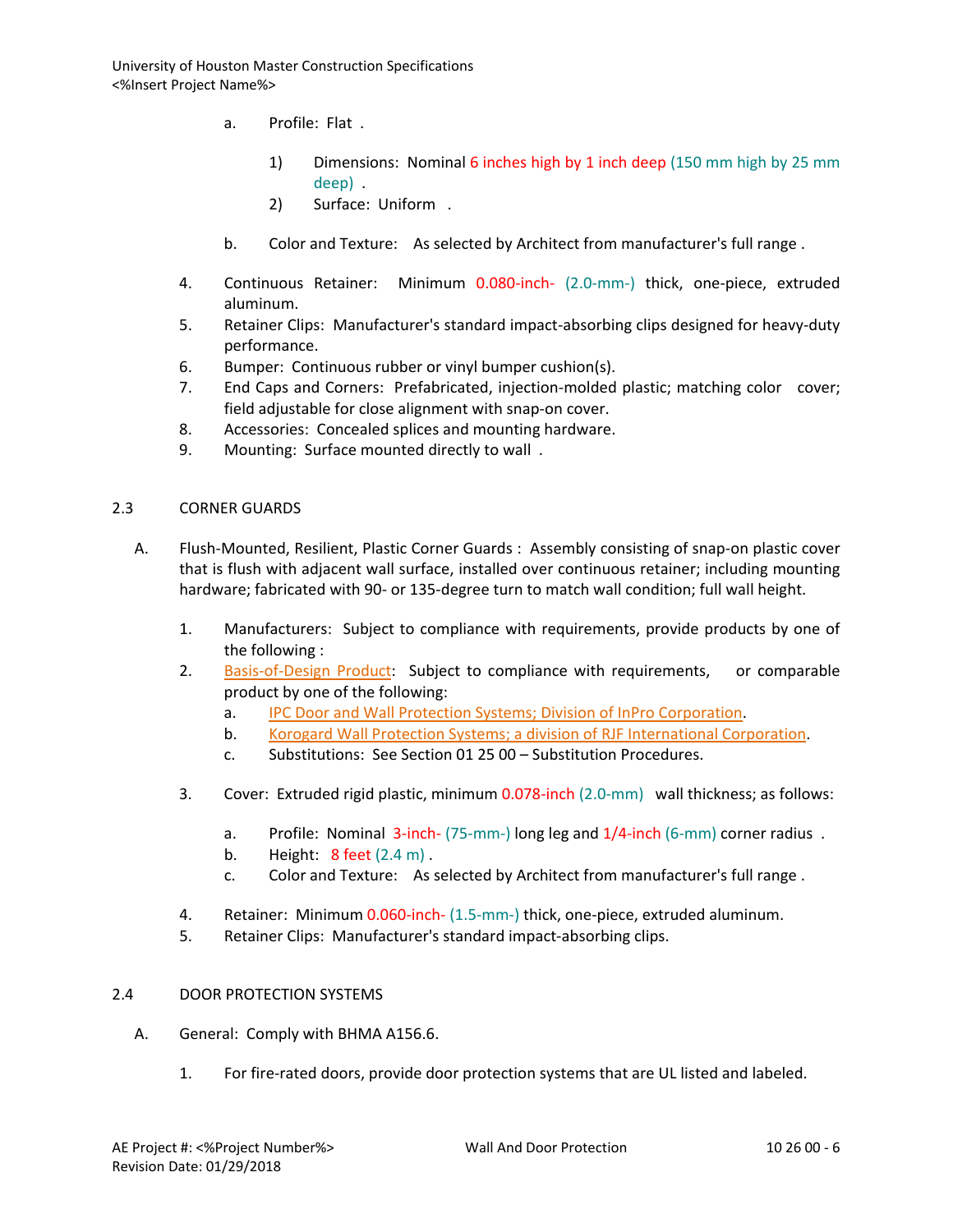a. Profile: Flat .

1) Dimensions: Nominal 6 inches high by 1 inch deep (150 mm high by 25 mm deep) .

2) Surface: Uniform .

b. Color and Texture: As selected by Architect from manufacturer's full range .

4. Continuous Retainer: Minimum 0.080-inch- (2.0-mm-) thick, one-piece, extruded aluminum.
5. Retainer Clips: Manufacturer's standard impact-absorbing clips designed for heavy-duty performance.
6. Bumper: Continuous rubber or vinyl bumper cushion(s).
7. End Caps and Corners: Prefabricated, injection-molded plastic; matching color cover; field adjustable for close alignment with snap-on cover.
8. Accessories: Concealed splices and mounting hardware.
9. Mounting: Surface mounted directly to wall .

## 2.3 CORNER GUARDS

A. Flush-Mounted, Resilient, Plastic Corner Guards : Assembly consisting of snap-on plastic cover that is flush with adjacent wall surface, installed over continuous retainer; including mounting hardware; fabricated with 90- or 135-degree turn to match wall condition; full wall height.

1. Manufacturers: Subject to compliance with requirements, provide products by one of the following :
2. Basis-of-Design Product: Subject to compliance with requirements, or comparable product by one of the following:
   a. IPC Door and Wall Protection Systems; Division of InPro Corporation.
   b. Korogard Wall Protection Systems; a division of RJF International Corporation.
   c. Substitutions: See Section 01 25 00 – Substitution Procedures.

3. Cover: Extruded rigid plastic, minimum 0.078-inch (2.0-mm) wall thickness; as follows:

   a. Profile: Nominal 3-inch- (75-mm-) long leg and 1/4-inch (6-mm) corner radius .
   b. Height: 8 feet (2.4 m) .
   c. Color and Texture: As selected by Architect from manufacturer's full range .

4. Retainer: Minimum 0.060-inch- (1.5-mm-) thick, one-piece, extruded aluminum.
5. Retainer Clips: Manufacturer's standard impact-absorbing clips.

## 2.4 DOOR PROTECTION SYSTEMS

A. General: Comply with BHMA A156.6.

1. For fire-rated doors, provide door protection systems that are UL listed and labeled.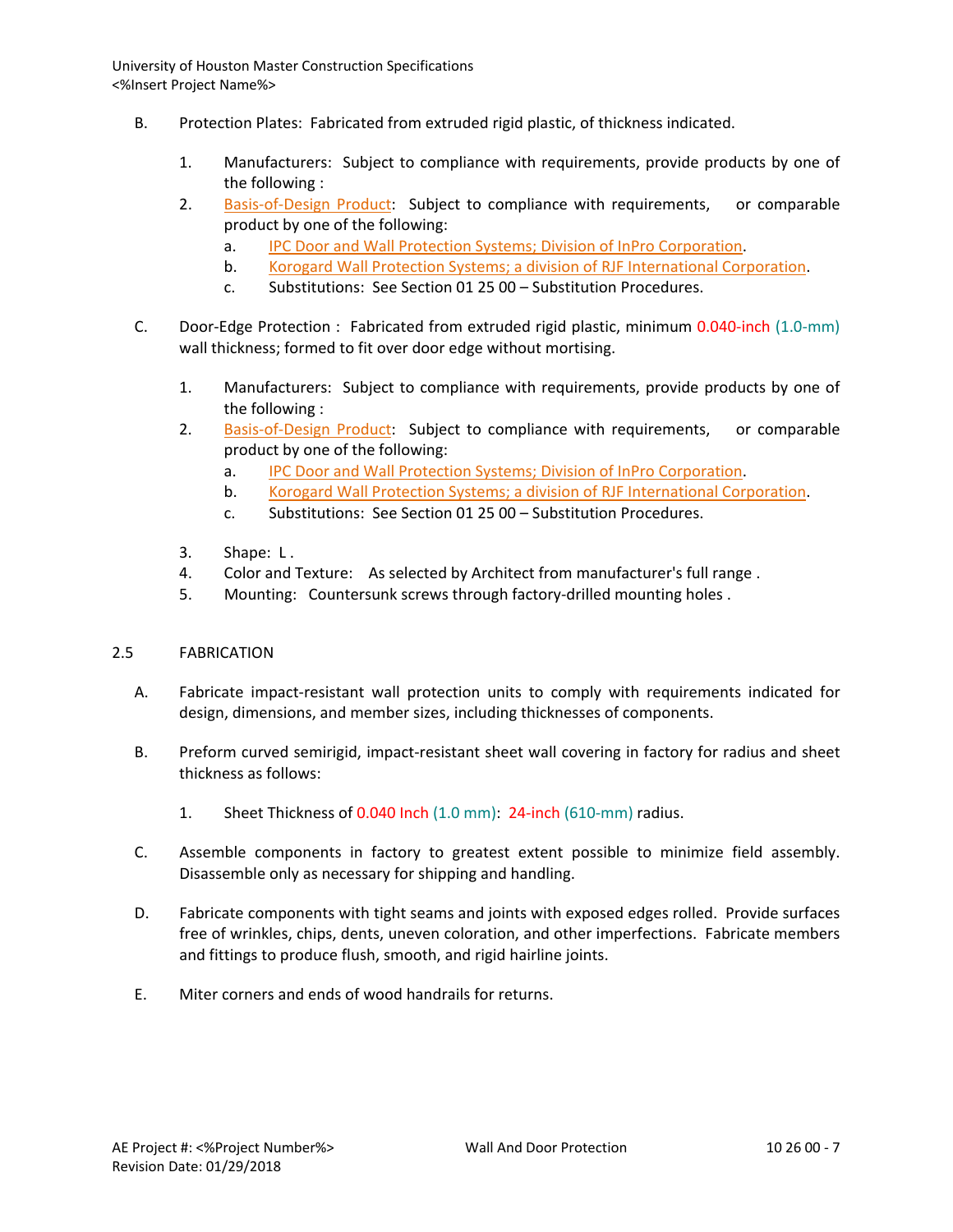B. Protection Plates: Fabricated from extruded rigid plastic, of thickness indicated.

1. Manufacturers: Subject to compliance with requirements, provide products by one of the following :
2. Basis-of-Design Product: Subject to compliance with requirements, or comparable product by one of the following:
   a. IPC Door and Wall Protection Systems; Division of InPro Corporation.
   b. Korogard Wall Protection Systems; a division of RJF International Corporation.
   c. Substitutions: See Section 01 25 00 – Substitution Procedures.

C. Door-Edge Protection : Fabricated from extruded rigid plastic, minimum 0.040-inch (1.0-mm) wall thickness; formed to fit over door edge without mortising.

1. Manufacturers: Subject to compliance with requirements, provide products by one of the following :
2. Basis-of-Design Product: Subject to compliance with requirements, or comparable product by one of the following:
   a. IPC Door and Wall Protection Systems; Division of InPro Corporation.
   b. Korogard Wall Protection Systems; a division of RJF International Corporation.
   c. Substitutions: See Section 01 25 00 – Substitution Procedures.
3. Shape: L .
4. Color and Texture: As selected by Architect from manufacturer's full range .
5. Mounting: Countersunk screws through factory-drilled mounting holes .

## 2.5 FABRICATION

A. Fabricate impact-resistant wall protection units to comply with requirements indicated for design, dimensions, and member sizes, including thicknesses of components.

B. Preform curved semirigid, impact-resistant sheet wall covering in factory for radius and sheet thickness as follows:

1. Sheet Thickness of 0.040 Inch (1.0 mm): 24-inch (610-mm) radius.

C. Assemble components in factory to greatest extent possible to minimize field assembly. Disassemble only as necessary for shipping and handling.

D. Fabricate components with tight seams and joints with exposed edges rolled. Provide surfaces free of wrinkles, chips, dents, uneven coloration, and other imperfections. Fabricate members and fittings to produce flush, smooth, and rigid hairline joints.

E. Miter corners and ends of wood handrails for returns.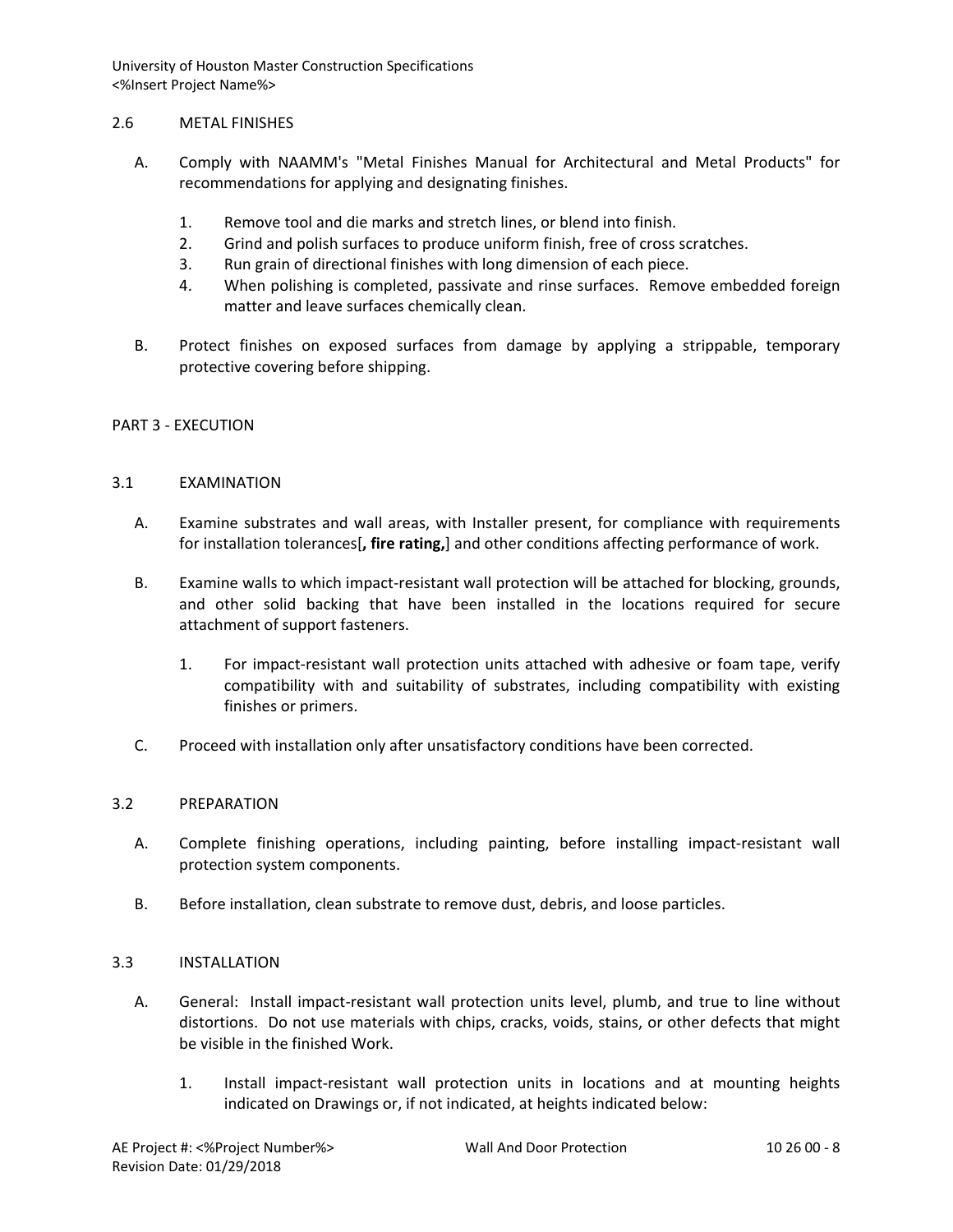### 2.6 METAL FINISHES

A. Comply with NAAMM's "Metal Finishes Manual for Architectural and Metal Products" for recommendations for applying and designating finishes.

1. Remove tool and die marks and stretch lines, or blend into finish.
2. Grind and polish surfaces to produce uniform finish, free of cross scratches.
3. Run grain of directional finishes with long dimension of each piece.
4. When polishing is completed, passivate and rinse surfaces. Remove embedded foreign matter and leave surfaces chemically clean.

B. Protect finishes on exposed surfaces from damage by applying a strippable, temporary protective covering before shipping.

## PART 3 - EXECUTION

### 3.1 EXAMINATION

A. Examine substrates and wall areas, with Installer present, for compliance with requirements for installation tolerances[**, fire rating,**] and other conditions affecting performance of work.

B. Examine walls to which impact-resistant wall protection will be attached for blocking, grounds, and other solid backing that have been installed in the locations required for secure attachment of support fasteners.

1. For impact-resistant wall protection units attached with adhesive or foam tape, verify compatibility with and suitability of substrates, including compatibility with existing finishes or primers.

C. Proceed with installation only after unsatisfactory conditions have been corrected.

### 3.2 PREPARATION

A. Complete finishing operations, including painting, before installing impact-resistant wall protection system components.

B. Before installation, clean substrate to remove dust, debris, and loose particles.

### 3.3 INSTALLATION

A. General: Install impact-resistant wall protection units level, plumb, and true to line without distortions. Do not use materials with chips, cracks, voids, stains, or other defects that might be visible in the finished Work.

1. Install impact-resistant wall protection units in locations and at mounting heights indicated on Drawings or, if not indicated, at heights indicated below: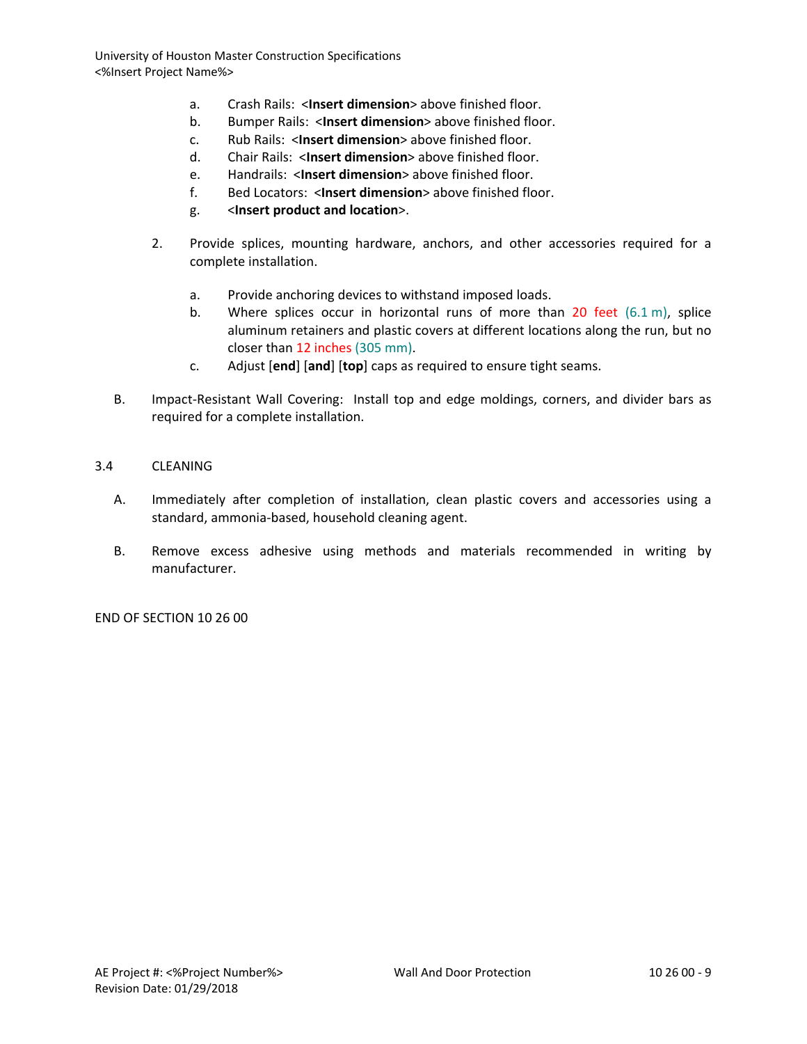a. Crash Rails: <**Insert dimension**> above finished floor.
b. Bumper Rails: <**Insert dimension**> above finished floor.
c. Rub Rails: <**Insert dimension**> above finished floor.
d. Chair Rails: <**Insert dimension**> above finished floor.
e. Handrails: <**Insert dimension**> above finished floor.
f. Bed Locators: <**Insert dimension**> above finished floor.
g. <**Insert product and location**>.

2. Provide splices, mounting hardware, anchors, and other accessories required for a complete installation.

   a. Provide anchoring devices to withstand imposed loads.
   b. Where splices occur in horizontal runs of more than 20 feet (6.1 m), splice aluminum retainers and plastic covers at different locations along the run, but no closer than 12 inches (305 mm).
   c. Adjust [**end**] [**and**] [**top**] caps as required to ensure tight seams.

B. Impact-Resistant Wall Covering: Install top and edge moldings, corners, and divider bars as required for a complete installation.

## 3.4 CLEANING

A. Immediately after completion of installation, clean plastic covers and accessories using a standard, ammonia-based, household cleaning agent.

B. Remove excess adhesive using methods and materials recommended in writing by manufacturer.

END OF SECTION 10 26 00